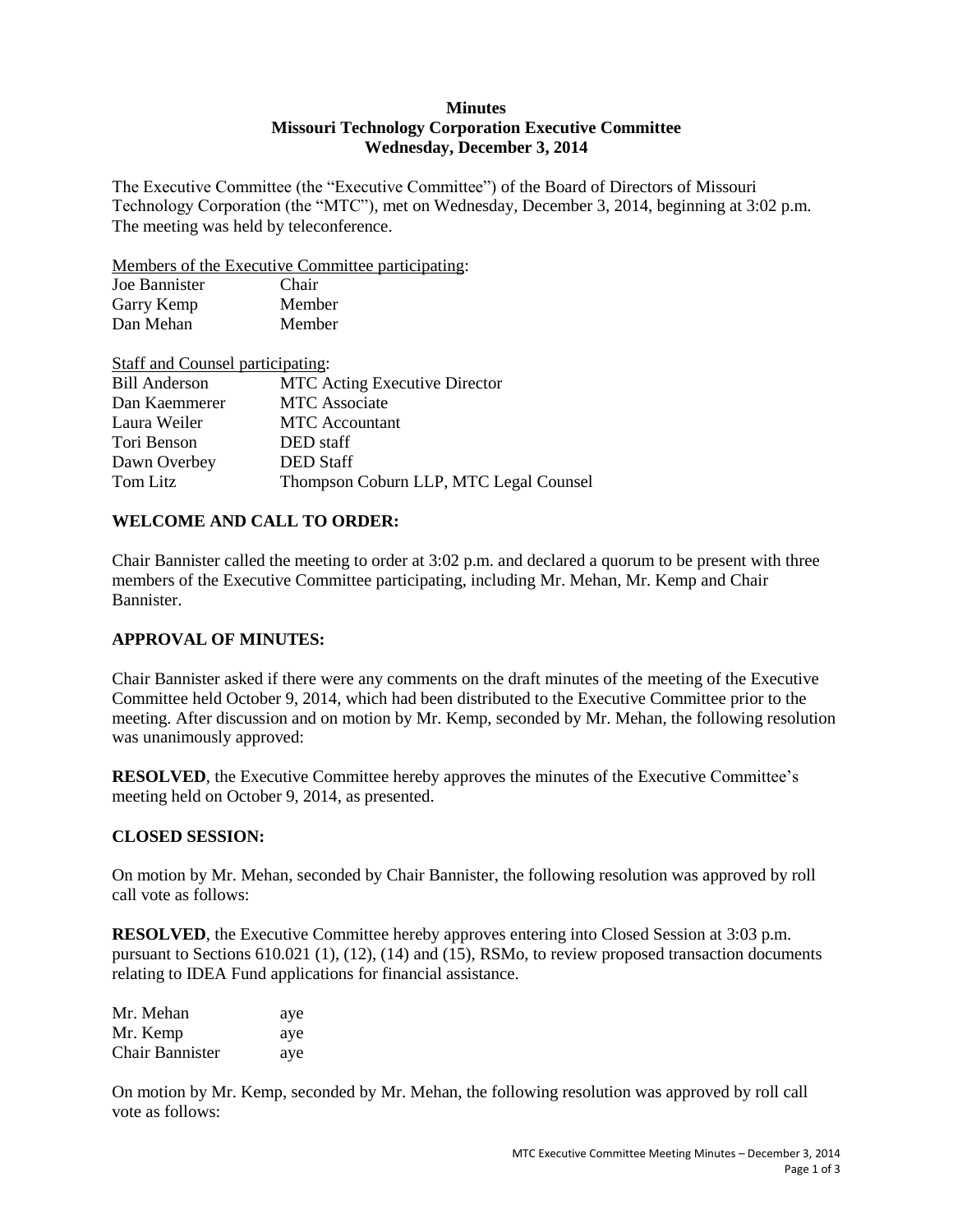**Minutes**
**Missouri Technology Corporation Executive Committee**
**Wednesday, December 3, 2014**

The Executive Committee (the "Executive Committee") of the Board of Directors of Missouri Technology Corporation (the "MTC"), met on Wednesday, December 3, 2014, beginning at 3:02 p.m. The meeting was held by teleconference.

Members of the Executive Committee participating:

| | |
|---|---|
| Joe Bannister | Chair |
| Garry Kemp | Member |
| Dan Mehan | Member |

Staff and Counsel participating:

| | |
|---|---|
| Bill Anderson | MTC Acting Executive Director |
| Dan Kaemmerer | MTC Associate |
| Laura Weiler | MTC Accountant |
| Tori Benson | DED staff |
| Dawn Overbey | DED Staff |
| Tom Litz | Thompson Coburn LLP, MTC Legal Counsel |

## WELCOME AND CALL TO ORDER:

Chair Bannister called the meeting to order at 3:02 p.m. and declared a quorum to be present with three members of the Executive Committee participating, including Mr. Mehan, Mr. Kemp and Chair Bannister.

## APPROVAL OF MINUTES:

Chair Bannister asked if there were any comments on the draft minutes of the meeting of the Executive Committee held October 9, 2014, which had been distributed to the Executive Committee prior to the meeting. After discussion and on motion by Mr. Kemp, seconded by Mr. Mehan, the following resolution was unanimously approved:

**RESOLVED**, the Executive Committee hereby approves the minutes of the Executive Committee's meeting held on October 9, 2014, as presented.

## CLOSED SESSION:

On motion by Mr. Mehan, seconded by Chair Bannister, the following resolution was approved by roll call vote as follows:

**RESOLVED**, the Executive Committee hereby approves entering into Closed Session at 3:03 p.m. pursuant to Sections 610.021 (1), (12), (14) and (15), RSMo, to review proposed transaction documents relating to IDEA Fund applications for financial assistance.

| | |
|---|---|
| Mr. Mehan | aye |
| Mr. Kemp | aye |
| Chair Bannister | aye |

On motion by Mr. Kemp, seconded by Mr. Mehan, the following resolution was approved by roll call vote as follows: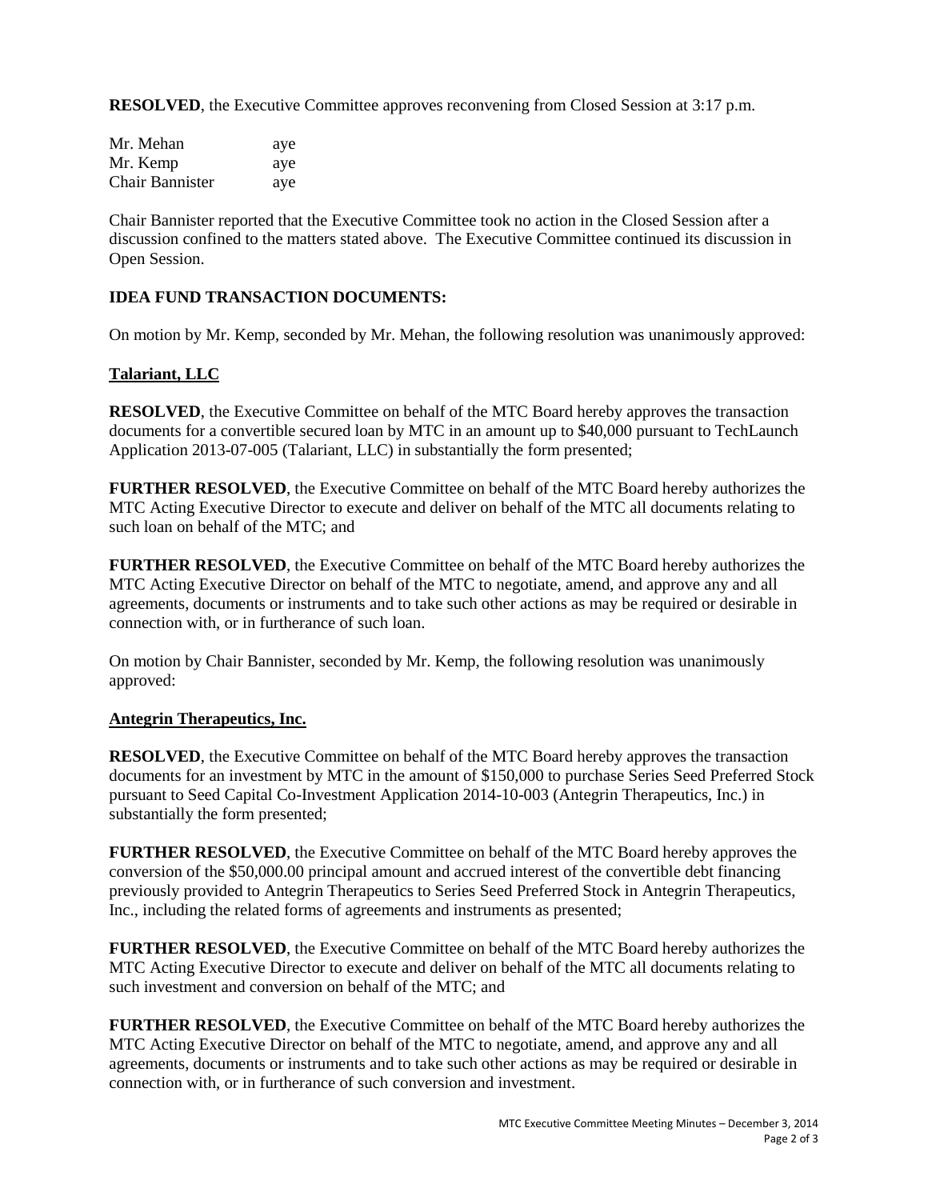**RESOLVED**, the Executive Committee approves reconvening from Closed Session at 3:17 p.m.

| | |
|---|---|
| Mr. Mehan | aye |
| Mr. Kemp | aye |
| Chair Bannister | aye |

Chair Bannister reported that the Executive Committee took no action in the Closed Session after a discussion confined to the matters stated above. The Executive Committee continued its discussion in Open Session.

**IDEA FUND TRANSACTION DOCUMENTS:**

On motion by Mr. Kemp, seconded by Mr. Mehan, the following resolution was unanimously approved:

**Talariant, LLC**

**RESOLVED**, the Executive Committee on behalf of the MTC Board hereby approves the transaction documents for a convertible secured loan by MTC in an amount up to $40,000 pursuant to TechLaunch Application 2013-07-005 (Talariant, LLC) in substantially the form presented;

**FURTHER RESOLVED**, the Executive Committee on behalf of the MTC Board hereby authorizes the MTC Acting Executive Director to execute and deliver on behalf of the MTC all documents relating to such loan on behalf of the MTC; and

**FURTHER RESOLVED**, the Executive Committee on behalf of the MTC Board hereby authorizes the MTC Acting Executive Director on behalf of the MTC to negotiate, amend, and approve any and all agreements, documents or instruments and to take such other actions as may be required or desirable in connection with, or in furtherance of such loan.

On motion by Chair Bannister, seconded by Mr. Kemp, the following resolution was unanimously approved:

**Antegrin Therapeutics, Inc.**

**RESOLVED**, the Executive Committee on behalf of the MTC Board hereby approves the transaction documents for an investment by MTC in the amount of $150,000 to purchase Series Seed Preferred Stock pursuant to Seed Capital Co-Investment Application 2014-10-003 (Antegrin Therapeutics, Inc.) in substantially the form presented;

**FURTHER RESOLVED**, the Executive Committee on behalf of the MTC Board hereby approves the conversion of the $50,000.00 principal amount and accrued interest of the convertible debt financing previously provided to Antegrin Therapeutics to Series Seed Preferred Stock in Antegrin Therapeutics, Inc., including the related forms of agreements and instruments as presented;

**FURTHER RESOLVED**, the Executive Committee on behalf of the MTC Board hereby authorizes the MTC Acting Executive Director to execute and deliver on behalf of the MTC all documents relating to such investment and conversion on behalf of the MTC; and

**FURTHER RESOLVED**, the Executive Committee on behalf of the MTC Board hereby authorizes the MTC Acting Executive Director on behalf of the MTC to negotiate, amend, and approve any and all agreements, documents or instruments and to take such other actions as may be required or desirable in connection with, or in furtherance of such conversion and investment.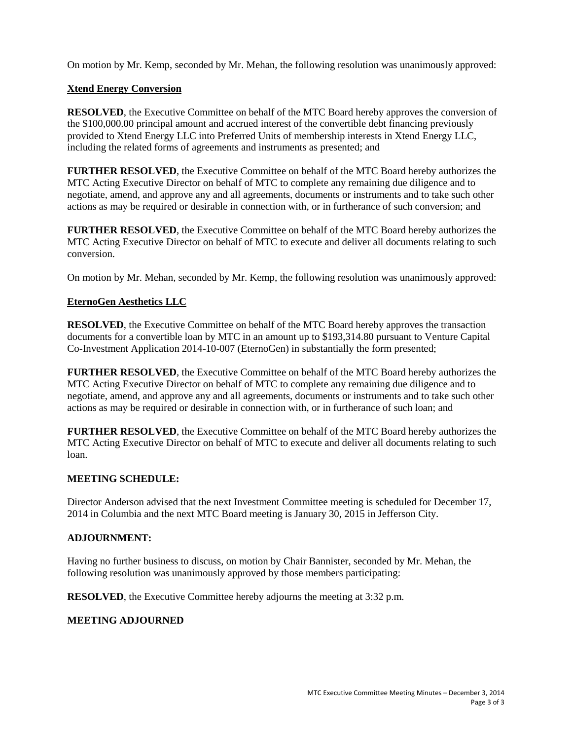On motion by Mr. Kemp, seconded by Mr. Mehan, the following resolution was unanimously approved:

**Xtend Energy Conversion**

**RESOLVED**, the Executive Committee on behalf of the MTC Board hereby approves the conversion of the $100,000.00 principal amount and accrued interest of the convertible debt financing previously provided to Xtend Energy LLC into Preferred Units of membership interests in Xtend Energy LLC, including the related forms of agreements and instruments as presented; and

**FURTHER RESOLVED**, the Executive Committee on behalf of the MTC Board hereby authorizes the MTC Acting Executive Director on behalf of MTC to complete any remaining due diligence and to negotiate, amend, and approve any and all agreements, documents or instruments and to take such other actions as may be required or desirable in connection with, or in furtherance of such conversion; and

**FURTHER RESOLVED**, the Executive Committee on behalf of the MTC Board hereby authorizes the MTC Acting Executive Director on behalf of MTC to execute and deliver all documents relating to such conversion.

On motion by Mr. Mehan, seconded by Mr. Kemp, the following resolution was unanimously approved:

**EternoGen Aesthetics LLC**

**RESOLVED**, the Executive Committee on behalf of the MTC Board hereby approves the transaction documents for a convertible loan by MTC in an amount up to $193,314.80 pursuant to Venture Capital Co-Investment Application 2014-10-007 (EternoGen) in substantially the form presented;

**FURTHER RESOLVED**, the Executive Committee on behalf of the MTC Board hereby authorizes the MTC Acting Executive Director on behalf of MTC to complete any remaining due diligence and to negotiate, amend, and approve any and all agreements, documents or instruments and to take such other actions as may be required or desirable in connection with, or in furtherance of such loan; and

**FURTHER RESOLVED**, the Executive Committee on behalf of the MTC Board hereby authorizes the MTC Acting Executive Director on behalf of MTC to execute and deliver all documents relating to such loan.

**MEETING SCHEDULE:**

Director Anderson advised that the next Investment Committee meeting is scheduled for December 17, 2014 in Columbia and the next MTC Board meeting is January 30, 2015 in Jefferson City.

**ADJOURNMENT:**

Having no further business to discuss, on motion by Chair Bannister, seconded by Mr. Mehan, the following resolution was unanimously approved by those members participating:

**RESOLVED**, the Executive Committee hereby adjourns the meeting at 3:32 p.m.

**MEETING ADJOURNED**